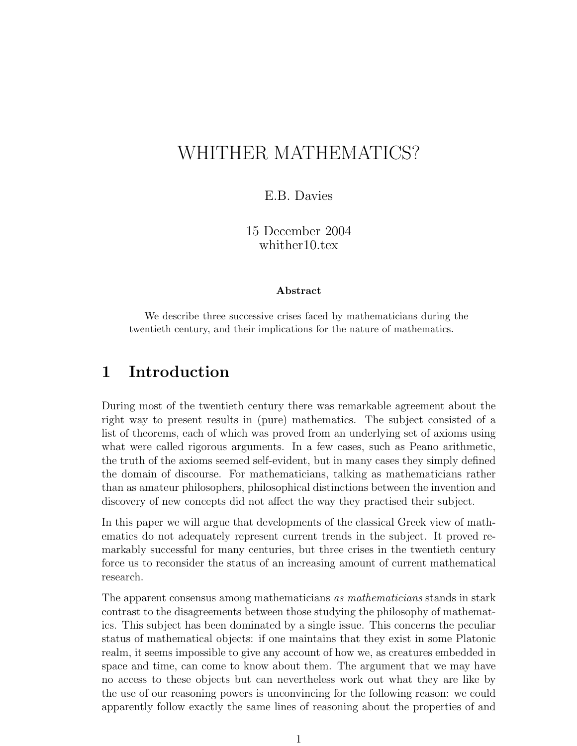# WHITHER MATHEMATICS?

E.B. Davies

15 December 2004
whither10.tex

**Abstract**

We describe three successive crises faced by mathematicians during the twentieth century, and their implications for the nature of mathematics.

## 1 Introduction

During most of the twentieth century there was remarkable agreement about the right way to present results in (pure) mathematics. The subject consisted of a list of theorems, each of which was proved from an underlying set of axioms using what were called rigorous arguments. In a few cases, such as Peano arithmetic, the truth of the axioms seemed self-evident, but in many cases they simply defined the domain of discourse. For mathematicians, talking as mathematicians rather than as amateur philosophers, philosophical distinctions between the invention and discovery of new concepts did not affect the way they practised their subject.

In this paper we will argue that developments of the classical Greek view of mathematics do not adequately represent current trends in the subject. It proved remarkably successful for many centuries, but three crises in the twentieth century force us to reconsider the status of an increasing amount of current mathematical research.

The apparent consensus among mathematicians *as mathematicians* stands in stark contrast to the disagreements between those studying the philosophy of mathematics. This subject has been dominated by a single issue. This concerns the peculiar status of mathematical objects: if one maintains that they exist in some Platonic realm, it seems impossible to give any account of how we, as creatures embedded in space and time, can come to know about them. The argument that we may have no access to these objects but can nevertheless work out what they are like by the use of our reasoning powers is unconvincing for the following reason: we could apparently follow exactly the same lines of reasoning about the properties of and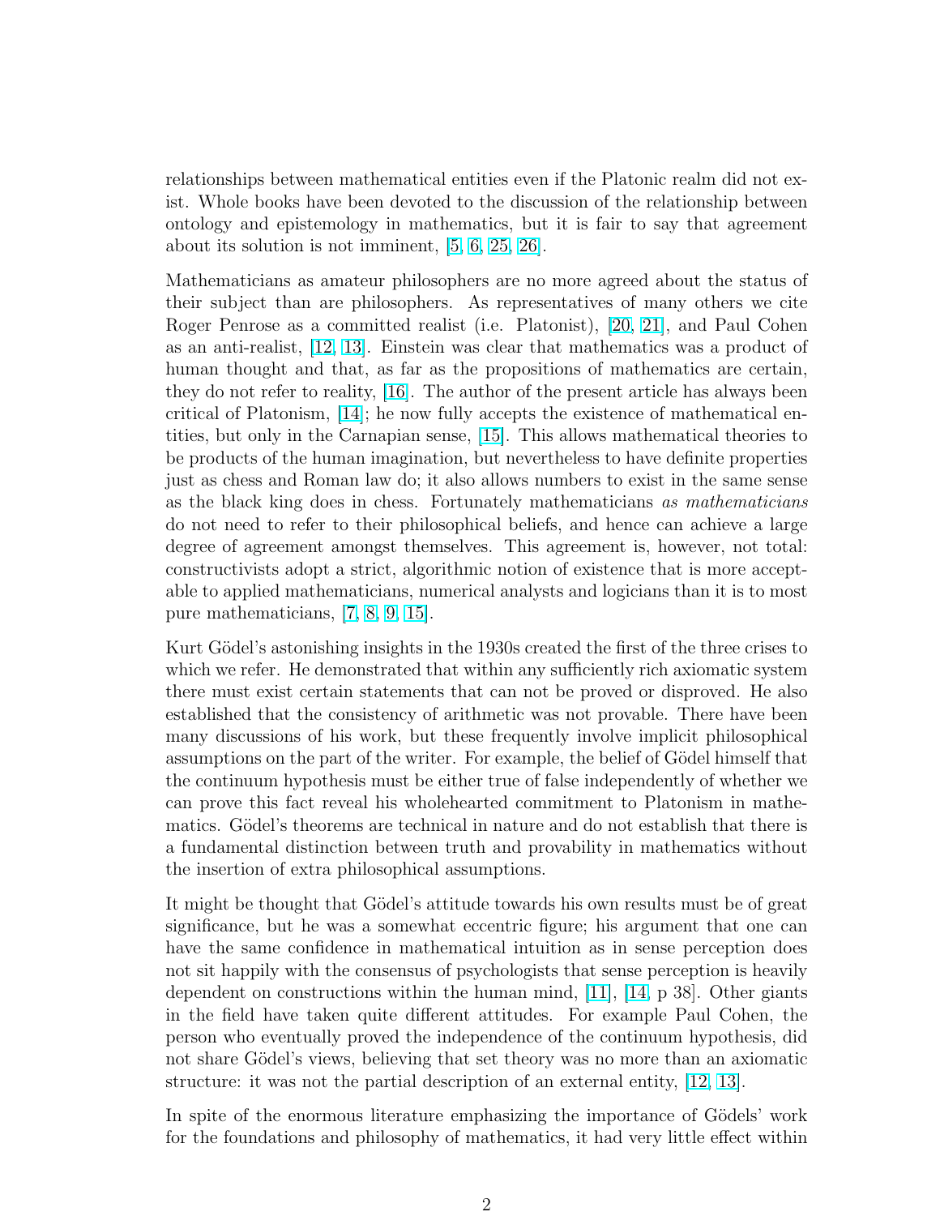relationships between mathematical entities even if the Platonic realm did not exist. Whole books have been devoted to the discussion of the relationship between ontology and epistemology in mathematics, but it is fair to say that agreement about its solution is not imminent, [5, 6, 25, 26].

Mathematicians as amateur philosophers are no more agreed about the status of their subject than are philosophers. As representatives of many others we cite Roger Penrose as a committed realist (i.e. Platonist), [20, 21], and Paul Cohen as an anti-realist, [12, 13]. Einstein was clear that mathematics was a product of human thought and that, as far as the propositions of mathematics are certain, they do not refer to reality, [16]. The author of the present article has always been critical of Platonism, [14]; he now fully accepts the existence of mathematical entities, but only in the Carnapian sense, [15]. This allows mathematical theories to be products of the human imagination, but nevertheless to have definite properties just as chess and Roman law do; it also allows numbers to exist in the same sense as the black king does in chess. Fortunately mathematicians *as mathematicians* do not need to refer to their philosophical beliefs, and hence can achieve a large degree of agreement amongst themselves. This agreement is, however, not total: constructivists adopt a strict, algorithmic notion of existence that is more acceptable to applied mathematicians, numerical analysts and logicians than it is to most pure mathematicians, [7, 8, 9, 15].

Kurt Gödel's astonishing insights in the 1930s created the first of the three crises to which we refer. He demonstrated that within any sufficiently rich axiomatic system there must exist certain statements that can not be proved or disproved. He also established that the consistency of arithmetic was not provable. There have been many discussions of his work, but these frequently involve implicit philosophical assumptions on the part of the writer. For example, the belief of Gödel himself that the continuum hypothesis must be either true of false independently of whether we can prove this fact reveal his wholehearted commitment to Platonism in mathematics. Gödel's theorems are technical in nature and do not establish that there is a fundamental distinction between truth and provability in mathematics without the insertion of extra philosophical assumptions.

It might be thought that Gödel's attitude towards his own results must be of great significance, but he was a somewhat eccentric figure; his argument that one can have the same confidence in mathematical intuition as in sense perception does not sit happily with the consensus of psychologists that sense perception is heavily dependent on constructions within the human mind, [11], [14, p 38]. Other giants in the field have taken quite different attitudes. For example Paul Cohen, the person who eventually proved the independence of the continuum hypothesis, did not share Gödel's views, believing that set theory was no more than an axiomatic structure: it was not the partial description of an external entity, [12, 13].

In spite of the enormous literature emphasizing the importance of Gödels' work for the foundations and philosophy of mathematics, it had very little effect within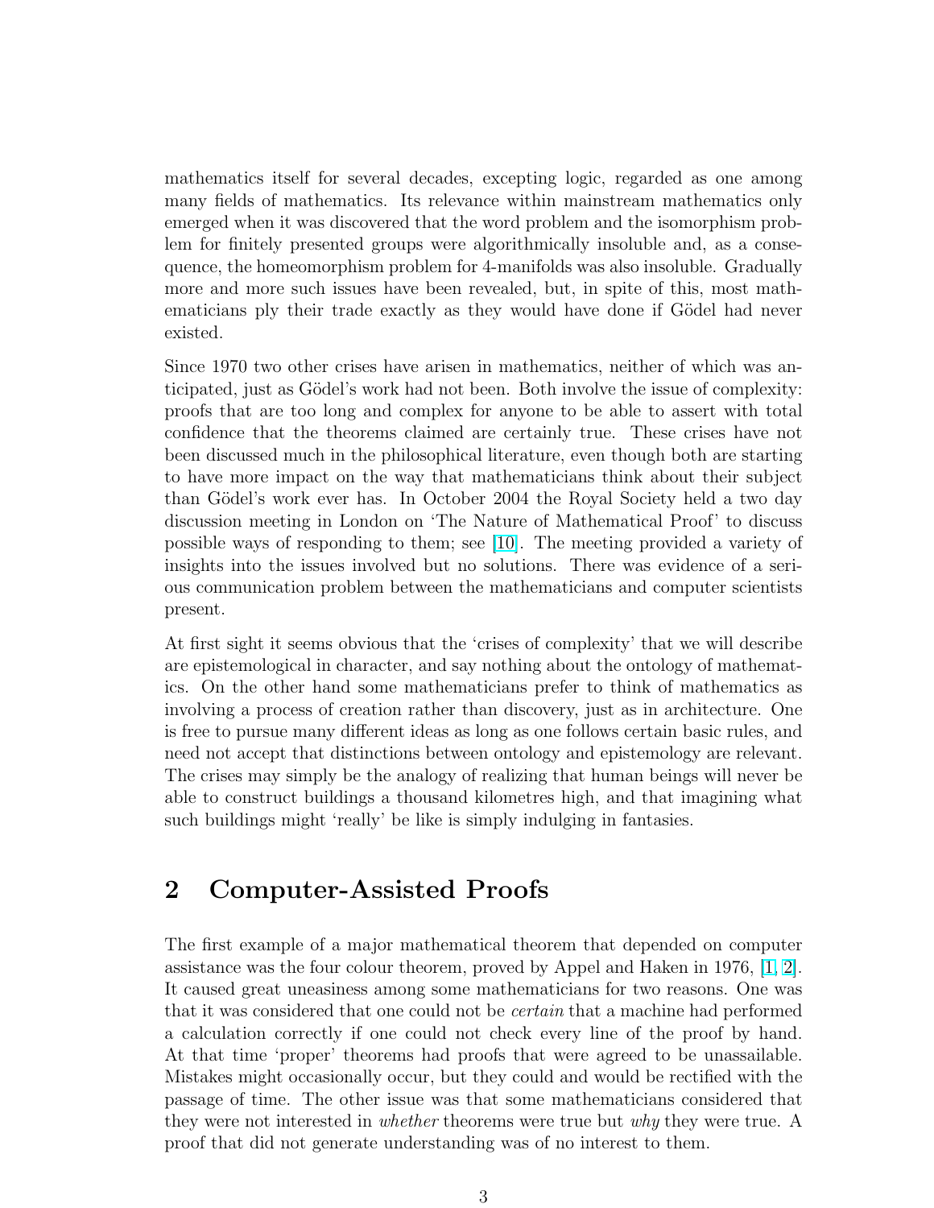mathematics itself for several decades, excepting logic, regarded as one among many fields of mathematics. Its relevance within mainstream mathematics only emerged when it was discovered that the word problem and the isomorphism problem for finitely presented groups were algorithmically insoluble and, as a consequence, the homeomorphism problem for 4-manifolds was also insoluble. Gradually more and more such issues have been revealed, but, in spite of this, most mathematicians ply their trade exactly as they would have done if Gödel had never existed.

Since 1970 two other crises have arisen in mathematics, neither of which was anticipated, just as Gödel's work had not been. Both involve the issue of complexity: proofs that are too long and complex for anyone to be able to assert with total confidence that the theorems claimed are certainly true. These crises have not been discussed much in the philosophical literature, even though both are starting to have more impact on the way that mathematicians think about their subject than Gödel's work ever has. In October 2004 the Royal Society held a two day discussion meeting in London on 'The Nature of Mathematical Proof' to discuss possible ways of responding to them; see [10]. The meeting provided a variety of insights into the issues involved but no solutions. There was evidence of a serious communication problem between the mathematicians and computer scientists present.

At first sight it seems obvious that the 'crises of complexity' that we will describe are epistemological in character, and say nothing about the ontology of mathematics. On the other hand some mathematicians prefer to think of mathematics as involving a process of creation rather than discovery, just as in architecture. One is free to pursue many different ideas as long as one follows certain basic rules, and need not accept that distinctions between ontology and epistemology are relevant. The crises may simply be the analogy of realizing that human beings will never be able to construct buildings a thousand kilometres high, and that imagining what such buildings might 'really' be like is simply indulging in fantasies.

## 2 Computer-Assisted Proofs

The first example of a major mathematical theorem that depended on computer assistance was the four colour theorem, proved by Appel and Haken in 1976, [1, 2]. It caused great uneasiness among some mathematicians for two reasons. One was that it was considered that one could not be *certain* that a machine had performed a calculation correctly if one could not check every line of the proof by hand. At that time 'proper' theorems had proofs that were agreed to be unassailable. Mistakes might occasionally occur, but they could and would be rectified with the passage of time. The other issue was that some mathematicians considered that they were not interested in *whether* theorems were true but *why* they were true. A proof that did not generate understanding was of no interest to them.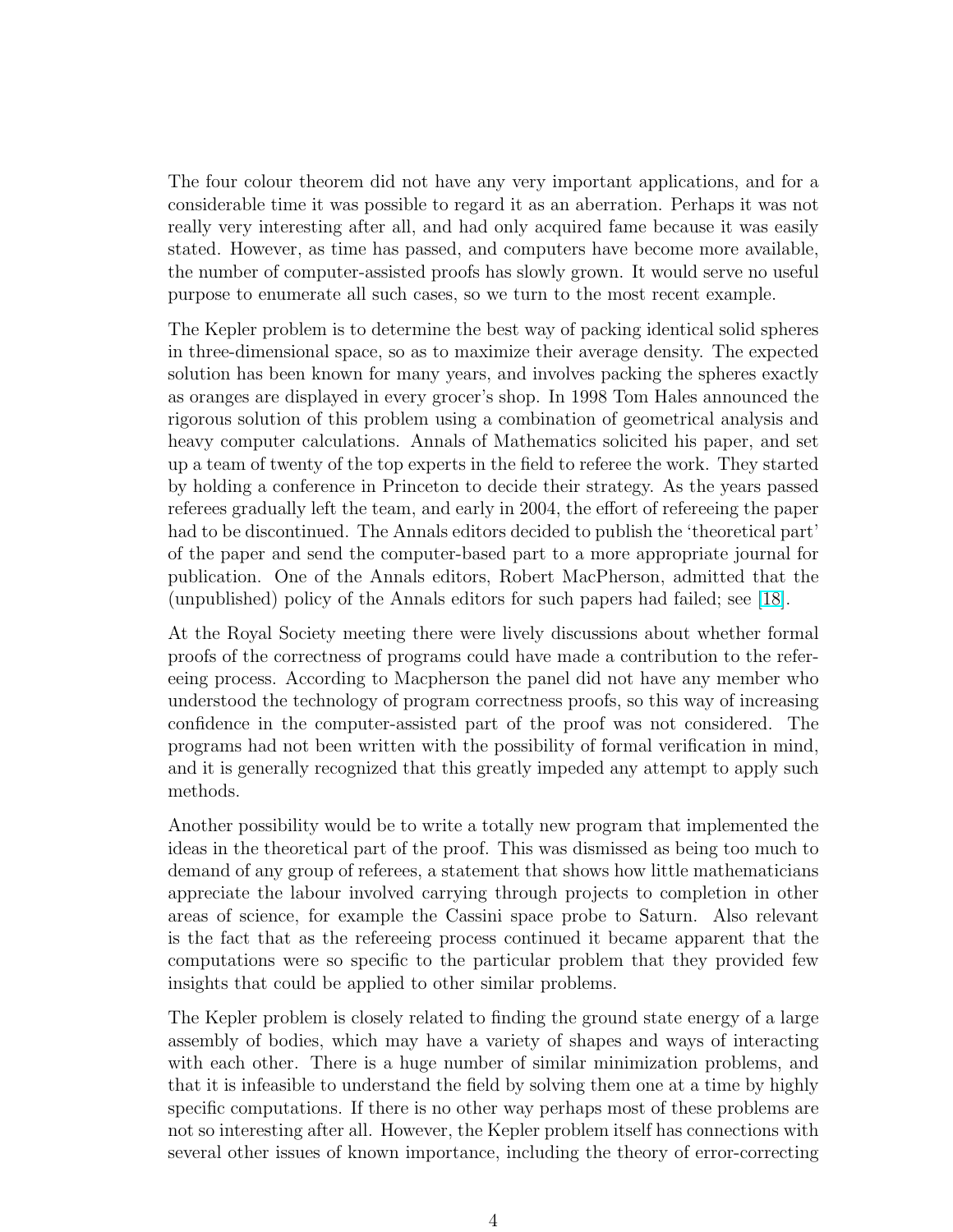The four colour theorem did not have any very important applications, and for a considerable time it was possible to regard it as an aberration. Perhaps it was not really very interesting after all, and had only acquired fame because it was easily stated. However, as time has passed, and computers have become more available, the number of computer-assisted proofs has slowly grown. It would serve no useful purpose to enumerate all such cases, so we turn to the most recent example.

The Kepler problem is to determine the best way of packing identical solid spheres in three-dimensional space, so as to maximize their average density. The expected solution has been known for many years, and involves packing the spheres exactly as oranges are displayed in every grocer's shop. In 1998 Tom Hales announced the rigorous solution of this problem using a combination of geometrical analysis and heavy computer calculations. Annals of Mathematics solicited his paper, and set up a team of twenty of the top experts in the field to referee the work. They started by holding a conference in Princeton to decide their strategy. As the years passed referees gradually left the team, and early in 2004, the effort of refereeing the paper had to be discontinued. The Annals editors decided to publish the 'theoretical part' of the paper and send the computer-based part to a more appropriate journal for publication. One of the Annals editors, Robert MacPherson, admitted that the (unpublished) policy of the Annals editors for such papers had failed; see [18].

At the Royal Society meeting there were lively discussions about whether formal proofs of the correctness of programs could have made a contribution to the refereeing process. According to Macpherson the panel did not have any member who understood the technology of program correctness proofs, so this way of increasing confidence in the computer-assisted part of the proof was not considered. The programs had not been written with the possibility of formal verification in mind, and it is generally recognized that this greatly impeded any attempt to apply such methods.

Another possibility would be to write a totally new program that implemented the ideas in the theoretical part of the proof. This was dismissed as being too much to demand of any group of referees, a statement that shows how little mathematicians appreciate the labour involved carrying through projects to completion in other areas of science, for example the Cassini space probe to Saturn. Also relevant is the fact that as the refereeing process continued it became apparent that the computations were so specific to the particular problem that they provided few insights that could be applied to other similar problems.

The Kepler problem is closely related to finding the ground state energy of a large assembly of bodies, which may have a variety of shapes and ways of interacting with each other. There is a huge number of similar minimization problems, and that it is infeasible to understand the field by solving them one at a time by highly specific computations. If there is no other way perhaps most of these problems are not so interesting after all. However, the Kepler problem itself has connections with several other issues of known importance, including the theory of error-correcting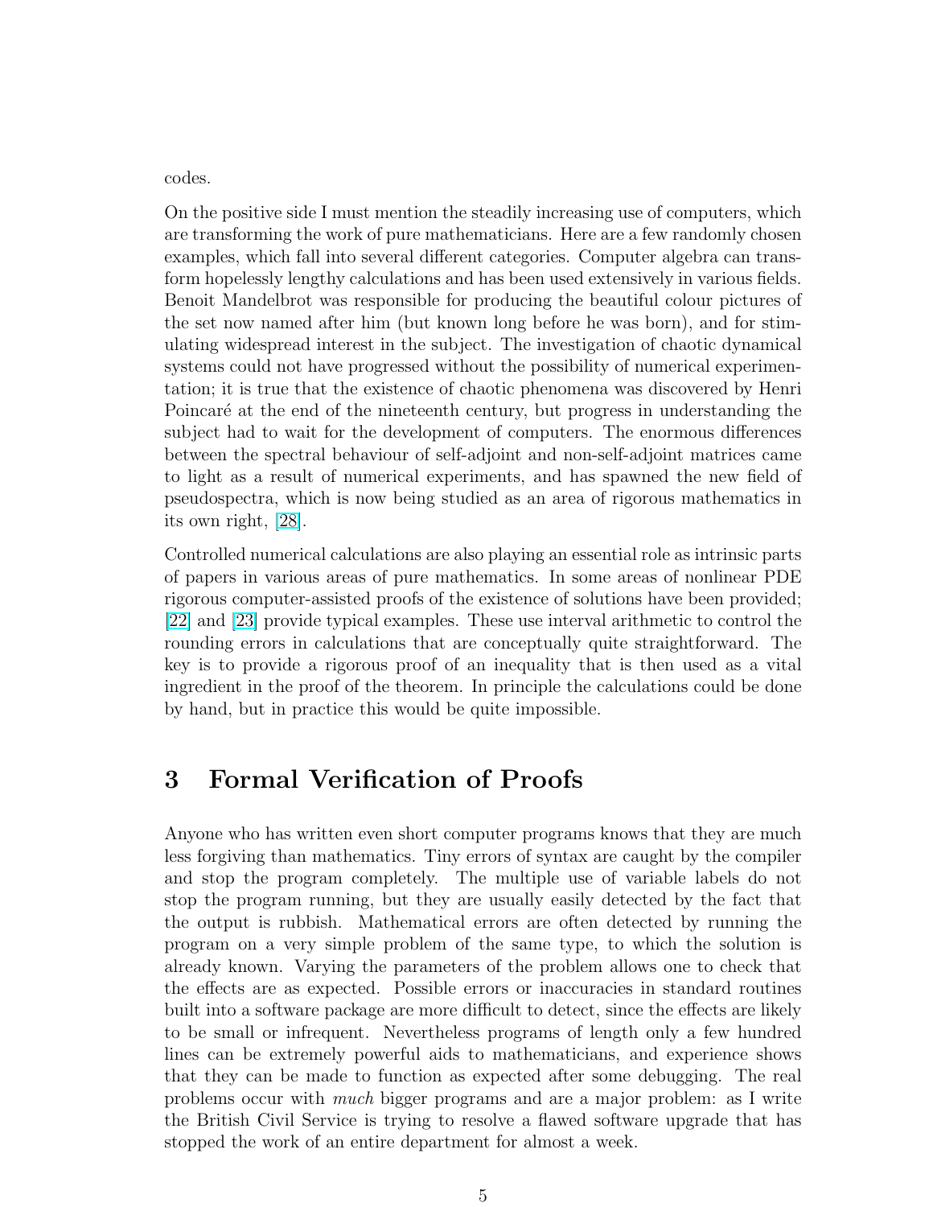codes.

On the positive side I must mention the steadily increasing use of computers, which are transforming the work of pure mathematicians. Here are a few randomly chosen examples, which fall into several different categories. Computer algebra can transform hopelessly lengthy calculations and has been used extensively in various fields. Benoit Mandelbrot was responsible for producing the beautiful colour pictures of the set now named after him (but known long before he was born), and for stimulating widespread interest in the subject. The investigation of chaotic dynamical systems could not have progressed without the possibility of numerical experimentation; it is true that the existence of chaotic phenomena was discovered by Henri Poincaré at the end of the nineteenth century, but progress in understanding the subject had to wait for the development of computers. The enormous differences between the spectral behaviour of self-adjoint and non-self-adjoint matrices came to light as a result of numerical experiments, and has spawned the new field of pseudospectra, which is now being studied as an area of rigorous mathematics in its own right, [28].

Controlled numerical calculations are also playing an essential role as intrinsic parts of papers in various areas of pure mathematics. In some areas of nonlinear PDE rigorous computer-assisted proofs of the existence of solutions have been provided; [22] and [23] provide typical examples. These use interval arithmetic to control the rounding errors in calculations that are conceptually quite straightforward. The key is to provide a rigorous proof of an inequality that is then used as a vital ingredient in the proof of the theorem. In principle the calculations could be done by hand, but in practice this would be quite impossible.

## 3 Formal Verification of Proofs

Anyone who has written even short computer programs knows that they are much less forgiving than mathematics. Tiny errors of syntax are caught by the compiler and stop the program completely. The multiple use of variable labels do not stop the program running, but they are usually easily detected by the fact that the output is rubbish. Mathematical errors are often detected by running the program on a very simple problem of the same type, to which the solution is already known. Varying the parameters of the problem allows one to check that the effects are as expected. Possible errors or inaccuracies in standard routines built into a software package are more difficult to detect, since the effects are likely to be small or infrequent. Nevertheless programs of length only a few hundred lines can be extremely powerful aids to mathematicians, and experience shows that they can be made to function as expected after some debugging. The real problems occur with *much* bigger programs and are a major problem: as I write the British Civil Service is trying to resolve a flawed software upgrade that has stopped the work of an entire department for almost a week.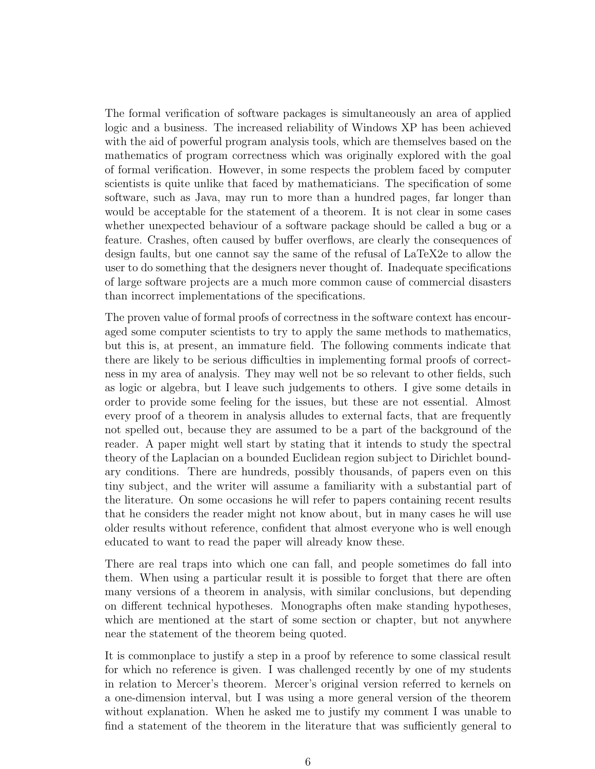The formal verification of software packages is simultaneously an area of applied logic and a business. The increased reliability of Windows XP has been achieved with the aid of powerful program analysis tools, which are themselves based on the mathematics of program correctness which was originally explored with the goal of formal verification. However, in some respects the problem faced by computer scientists is quite unlike that faced by mathematicians. The specification of some software, such as Java, may run to more than a hundred pages, far longer than would be acceptable for the statement of a theorem. It is not clear in some cases whether unexpected behaviour of a software package should be called a bug or a feature. Crashes, often caused by buffer overflows, are clearly the consequences of design faults, but one cannot say the same of the refusal of LaTeX2e to allow the user to do something that the designers never thought of. Inadequate specifications of large software projects are a much more common cause of commercial disasters than incorrect implementations of the specifications.

The proven value of formal proofs of correctness in the software context has encouraged some computer scientists to try to apply the same methods to mathematics, but this is, at present, an immature field. The following comments indicate that there are likely to be serious difficulties in implementing formal proofs of correctness in my area of analysis. They may well not be so relevant to other fields, such as logic or algebra, but I leave such judgements to others. I give some details in order to provide some feeling for the issues, but these are not essential. Almost every proof of a theorem in analysis alludes to external facts, that are frequently not spelled out, because they are assumed to be a part of the background of the reader. A paper might well start by stating that it intends to study the spectral theory of the Laplacian on a bounded Euclidean region subject to Dirichlet boundary conditions. There are hundreds, possibly thousands, of papers even on this tiny subject, and the writer will assume a familiarity with a substantial part of the literature. On some occasions he will refer to papers containing recent results that he considers the reader might not know about, but in many cases he will use older results without reference, confident that almost everyone who is well enough educated to want to read the paper will already know these.

There are real traps into which one can fall, and people sometimes do fall into them. When using a particular result it is possible to forget that there are often many versions of a theorem in analysis, with similar conclusions, but depending on different technical hypotheses. Monographs often make standing hypotheses, which are mentioned at the start of some section or chapter, but not anywhere near the statement of the theorem being quoted.

It is commonplace to justify a step in a proof by reference to some classical result for which no reference is given. I was challenged recently by one of my students in relation to Mercer's theorem. Mercer's original version referred to kernels on a one-dimension interval, but I was using a more general version of the theorem without explanation. When he asked me to justify my comment I was unable to find a statement of the theorem in the literature that was sufficiently general to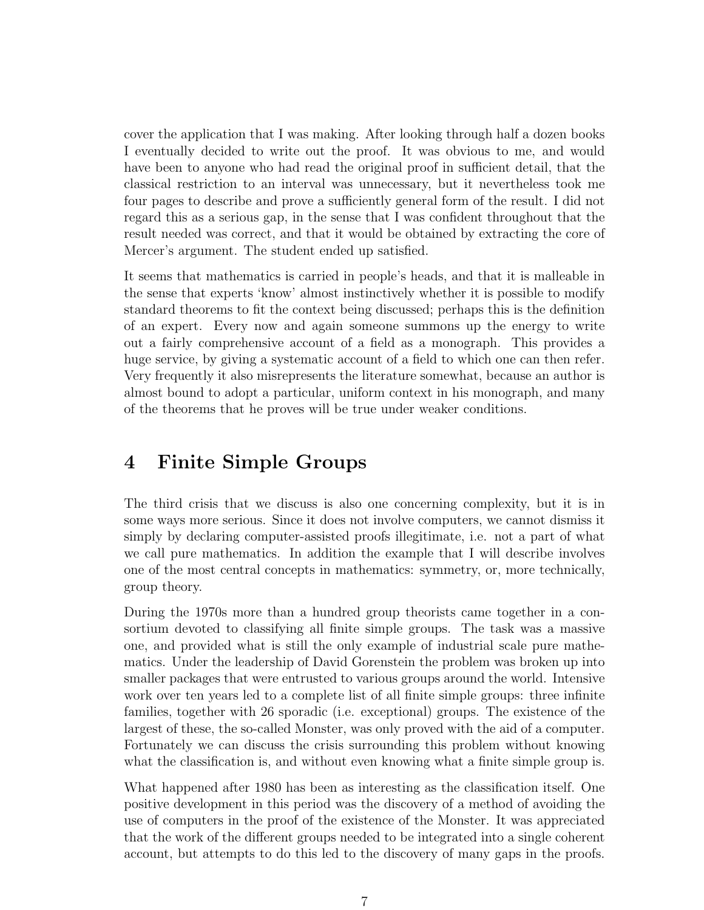cover the application that I was making. After looking through half a dozen books I eventually decided to write out the proof. It was obvious to me, and would have been to anyone who had read the original proof in sufficient detail, that the classical restriction to an interval was unnecessary, but it nevertheless took me four pages to describe and prove a sufficiently general form of the result. I did not regard this as a serious gap, in the sense that I was confident throughout that the result needed was correct, and that it would be obtained by extracting the core of Mercer's argument. The student ended up satisfied.

It seems that mathematics is carried in people's heads, and that it is malleable in the sense that experts 'know' almost instinctively whether it is possible to modify standard theorems to fit the context being discussed; perhaps this is the definition of an expert. Every now and again someone summons up the energy to write out a fairly comprehensive account of a field as a monograph. This provides a huge service, by giving a systematic account of a field to which one can then refer. Very frequently it also misrepresents the literature somewhat, because an author is almost bound to adopt a particular, uniform context in his monograph, and many of the theorems that he proves will be true under weaker conditions.

## 4 Finite Simple Groups

The third crisis that we discuss is also one concerning complexity, but it is in some ways more serious. Since it does not involve computers, we cannot dismiss it simply by declaring computer-assisted proofs illegitimate, i.e. not a part of what we call pure mathematics. In addition the example that I will describe involves one of the most central concepts in mathematics: symmetry, or, more technically, group theory.

During the 1970s more than a hundred group theorists came together in a consortium devoted to classifying all finite simple groups. The task was a massive one, and provided what is still the only example of industrial scale pure mathematics. Under the leadership of David Gorenstein the problem was broken up into smaller packages that were entrusted to various groups around the world. Intensive work over ten years led to a complete list of all finite simple groups: three infinite families, together with 26 sporadic (i.e. exceptional) groups. The existence of the largest of these, the so-called Monster, was only proved with the aid of a computer. Fortunately we can discuss the crisis surrounding this problem without knowing what the classification is, and without even knowing what a finite simple group is.

What happened after 1980 has been as interesting as the classification itself. One positive development in this period was the discovery of a method of avoiding the use of computers in the proof of the existence of the Monster. It was appreciated that the work of the different groups needed to be integrated into a single coherent account, but attempts to do this led to the discovery of many gaps in the proofs.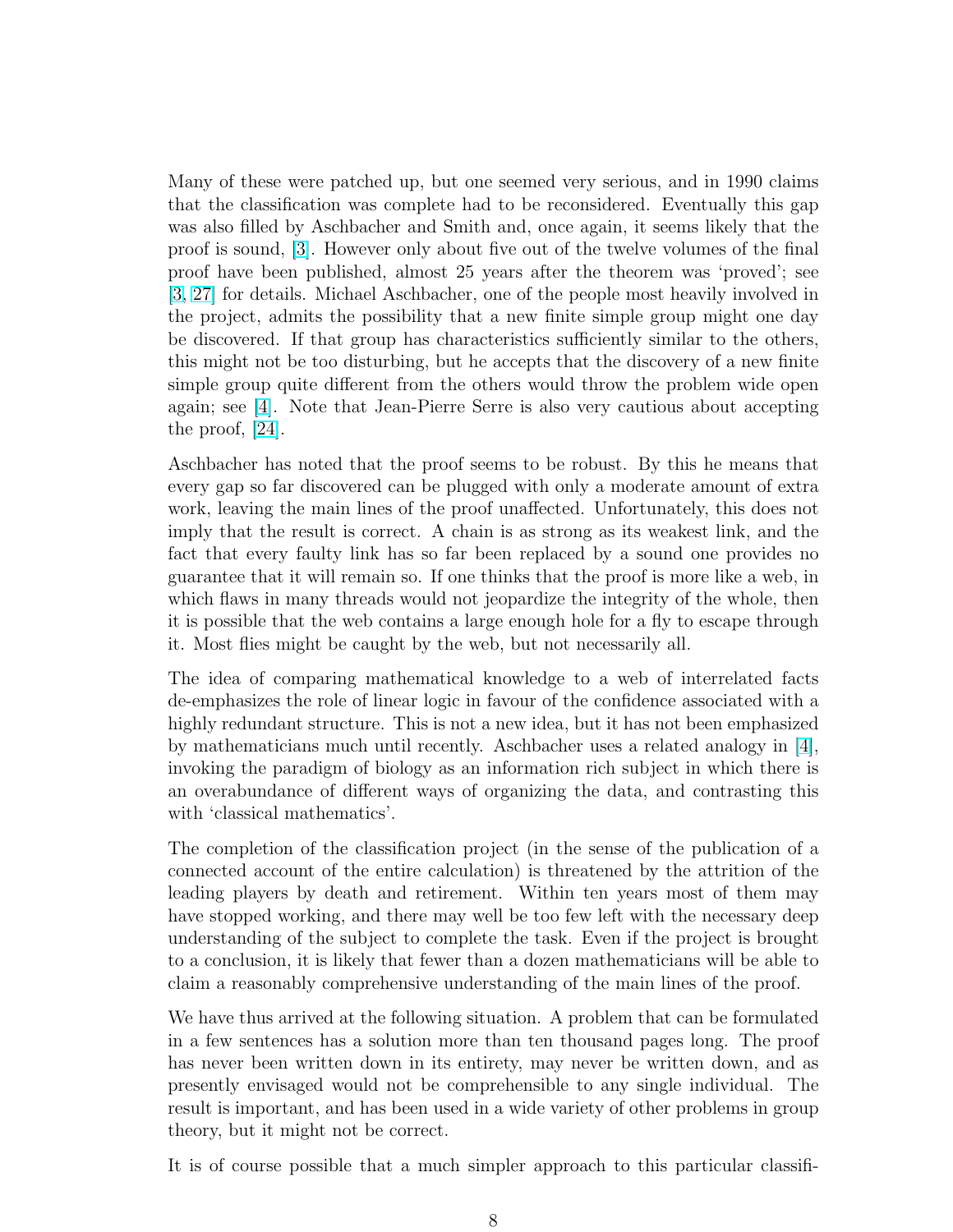Many of these were patched up, but one seemed very serious, and in 1990 claims that the classification was complete had to be reconsidered. Eventually this gap was also filled by Aschbacher and Smith and, once again, it seems likely that the proof is sound, [3]. However only about five out of the twelve volumes of the final proof have been published, almost 25 years after the theorem was 'proved'; see [3, 27] for details. Michael Aschbacher, one of the people most heavily involved in the project, admits the possibility that a new finite simple group might one day be discovered. If that group has characteristics sufficiently similar to the others, this might not be too disturbing, but he accepts that the discovery of a new finite simple group quite different from the others would throw the problem wide open again; see [4]. Note that Jean-Pierre Serre is also very cautious about accepting the proof, [24].

Aschbacher has noted that the proof seems to be robust. By this he means that every gap so far discovered can be plugged with only a moderate amount of extra work, leaving the main lines of the proof unaffected. Unfortunately, this does not imply that the result is correct. A chain is as strong as its weakest link, and the fact that every faulty link has so far been replaced by a sound one provides no guarantee that it will remain so. If one thinks that the proof is more like a web, in which flaws in many threads would not jeopardize the integrity of the whole, then it is possible that the web contains a large enough hole for a fly to escape through it. Most flies might be caught by the web, but not necessarily all.

The idea of comparing mathematical knowledge to a web of interrelated facts de-emphasizes the role of linear logic in favour of the confidence associated with a highly redundant structure. This is not a new idea, but it has not been emphasized by mathematicians much until recently. Aschbacher uses a related analogy in [4], invoking the paradigm of biology as an information rich subject in which there is an overabundance of different ways of organizing the data, and contrasting this with 'classical mathematics'.

The completion of the classification project (in the sense of the publication of a connected account of the entire calculation) is threatened by the attrition of the leading players by death and retirement. Within ten years most of them may have stopped working, and there may well be too few left with the necessary deep understanding of the subject to complete the task. Even if the project is brought to a conclusion, it is likely that fewer than a dozen mathematicians will be able to claim a reasonably comprehensive understanding of the main lines of the proof.

We have thus arrived at the following situation. A problem that can be formulated in a few sentences has a solution more than ten thousand pages long. The proof has never been written down in its entirety, may never be written down, and as presently envisaged would not be comprehensible to any single individual. The result is important, and has been used in a wide variety of other problems in group theory, but it might not be correct.

It is of course possible that a much simpler approach to this particular classifi-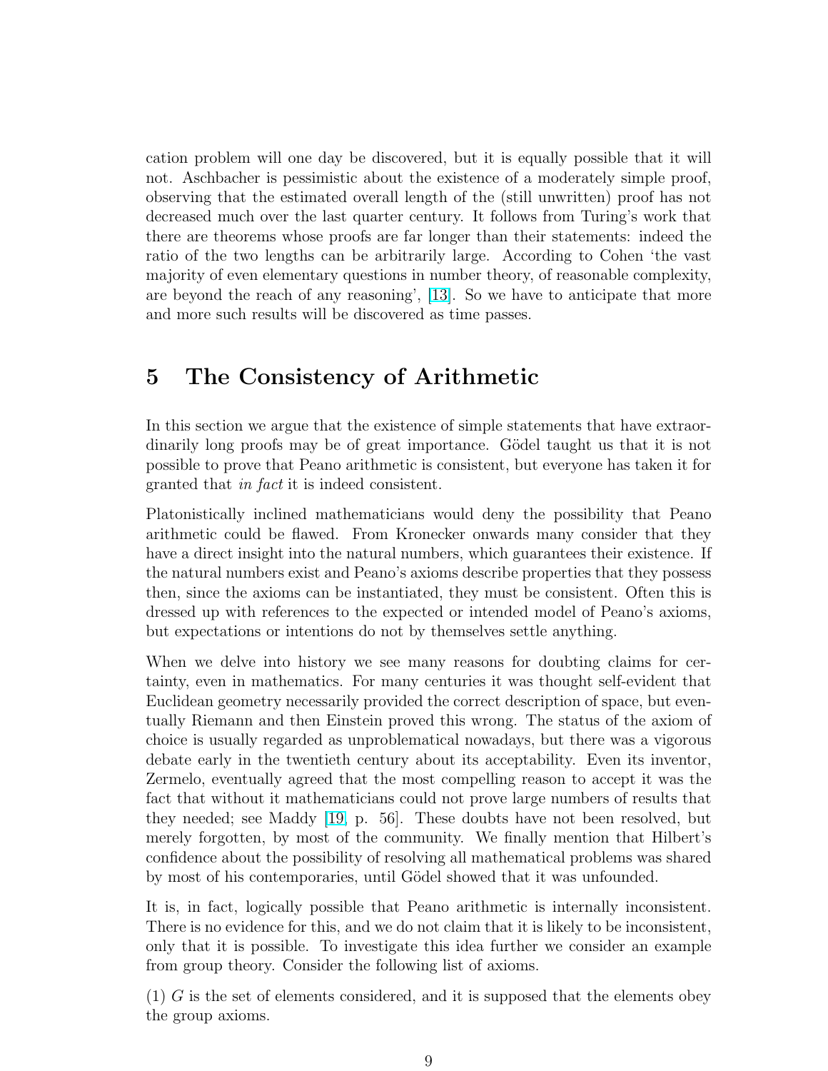cation problem will one day be discovered, but it is equally possible that it will not. Aschbacher is pessimistic about the existence of a moderately simple proof, observing that the estimated overall length of the (still unwritten) proof has not decreased much over the last quarter century. It follows from Turing's work that there are theorems whose proofs are far longer than their statements: indeed the ratio of the two lengths can be arbitrarily large. According to Cohen 'the vast majority of even elementary questions in number theory, of reasonable complexity, are beyond the reach of any reasoning', [13]. So we have to anticipate that more and more such results will be discovered as time passes.

## 5 The Consistency of Arithmetic

In this section we argue that the existence of simple statements that have extraordinarily long proofs may be of great importance. Gödel taught us that it is not possible to prove that Peano arithmetic is consistent, but everyone has taken it for granted that *in fact* it is indeed consistent.

Platonistically inclined mathematicians would deny the possibility that Peano arithmetic could be flawed. From Kronecker onwards many consider that they have a direct insight into the natural numbers, which guarantees their existence. If the natural numbers exist and Peano's axioms describe properties that they possess then, since the axioms can be instantiated, they must be consistent. Often this is dressed up with references to the expected or intended model of Peano's axioms, but expectations or intentions do not by themselves settle anything.

When we delve into history we see many reasons for doubting claims for certainty, even in mathematics. For many centuries it was thought self-evident that Euclidean geometry necessarily provided the correct description of space, but eventually Riemann and then Einstein proved this wrong. The status of the axiom of choice is usually regarded as unproblematical nowadays, but there was a vigorous debate early in the twentieth century about its acceptability. Even its inventor, Zermelo, eventually agreed that the most compelling reason to accept it was the fact that without it mathematicians could not prove large numbers of results that they needed; see Maddy [19, p. 56]. These doubts have not been resolved, but merely forgotten, by most of the community. We finally mention that Hilbert's confidence about the possibility of resolving all mathematical problems was shared by most of his contemporaries, until Gödel showed that it was unfounded.

It is, in fact, logically possible that Peano arithmetic is internally inconsistent. There is no evidence for this, and we do not claim that it is likely to be inconsistent, only that it is possible. To investigate this idea further we consider an example from group theory. Consider the following list of axioms.

(1) $G$ is the set of elements considered, and it is supposed that the elements obey the group axioms.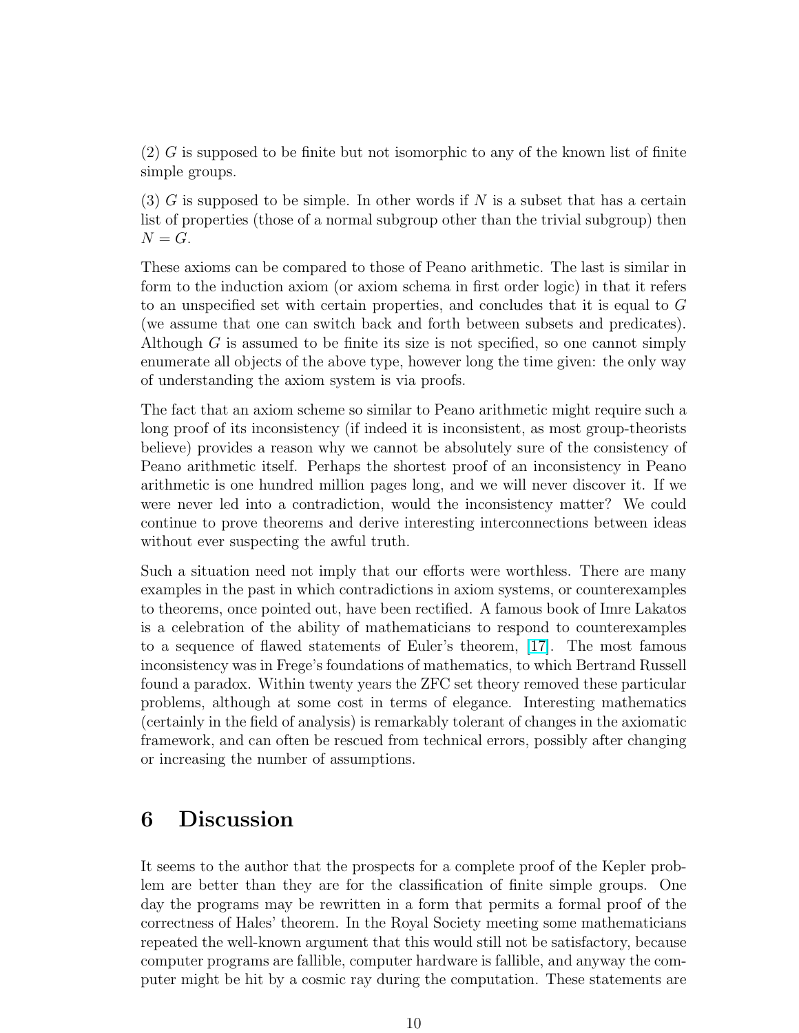(2) $G$ is supposed to be finite but not isomorphic to any of the known list of finite simple groups.

(3) $G$ is supposed to be simple. In other words if $N$ is a subset that has a certain list of properties (those of a normal subgroup other than the trivial subgroup) then $N = G$.

These axioms can be compared to those of Peano arithmetic. The last is similar in form to the induction axiom (or axiom schema in first order logic) in that it refers to an unspecified set with certain properties, and concludes that it is equal to $G$ (we assume that one can switch back and forth between subsets and predicates). Although $G$ is assumed to be finite its size is not specified, so one cannot simply enumerate all objects of the above type, however long the time given: the only way of understanding the axiom system is via proofs.

The fact that an axiom scheme so similar to Peano arithmetic might require such a long proof of its inconsistency (if indeed it is inconsistent, as most group-theorists believe) provides a reason why we cannot be absolutely sure of the consistency of Peano arithmetic itself. Perhaps the shortest proof of an inconsistency in Peano arithmetic is one hundred million pages long, and we will never discover it. If we were never led into a contradiction, would the inconsistency matter? We could continue to prove theorems and derive interesting interconnections between ideas without ever suspecting the awful truth.

Such a situation need not imply that our efforts were worthless. There are many examples in the past in which contradictions in axiom systems, or counterexamples to theorems, once pointed out, have been rectified. A famous book of Imre Lakatos is a celebration of the ability of mathematicians to respond to counterexamples to a sequence of flawed statements of Euler's theorem, [17]. The most famous inconsistency was in Frege's foundations of mathematics, to which Bertrand Russell found a paradox. Within twenty years the ZFC set theory removed these particular problems, although at some cost in terms of elegance. Interesting mathematics (certainly in the field of analysis) is remarkably tolerant of changes in the axiomatic framework, and can often be rescued from technical errors, possibly after changing or increasing the number of assumptions.

## 6 Discussion

It seems to the author that the prospects for a complete proof of the Kepler problem are better than they are for the classification of finite simple groups. One day the programs may be rewritten in a form that permits a formal proof of the correctness of Hales' theorem. In the Royal Society meeting some mathematicians repeated the well-known argument that this would still not be satisfactory, because computer programs are fallible, computer hardware is fallible, and anyway the computer might be hit by a cosmic ray during the computation. These statements are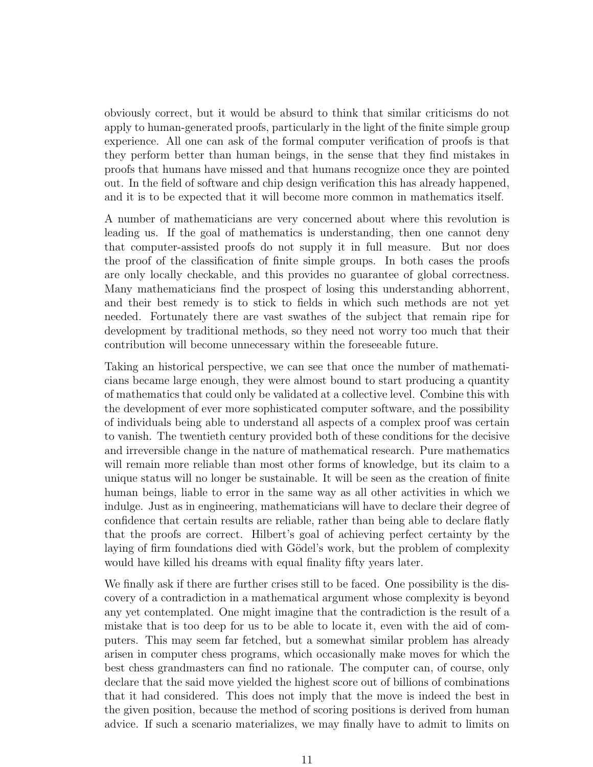obviously correct, but it would be absurd to think that similar criticisms do not apply to human-generated proofs, particularly in the light of the finite simple group experience. All one can ask of the formal computer verification of proofs is that they perform better than human beings, in the sense that they find mistakes in proofs that humans have missed and that humans recognize once they are pointed out. In the field of software and chip design verification this has already happened, and it is to be expected that it will become more common in mathematics itself.

A number of mathematicians are very concerned about where this revolution is leading us. If the goal of mathematics is understanding, then one cannot deny that computer-assisted proofs do not supply it in full measure. But nor does the proof of the classification of finite simple groups. In both cases the proofs are only locally checkable, and this provides no guarantee of global correctness. Many mathematicians find the prospect of losing this understanding abhorrent, and their best remedy is to stick to fields in which such methods are not yet needed. Fortunately there are vast swathes of the subject that remain ripe for development by traditional methods, so they need not worry too much that their contribution will become unnecessary within the foreseeable future.

Taking an historical perspective, we can see that once the number of mathematicians became large enough, they were almost bound to start producing a quantity of mathematics that could only be validated at a collective level. Combine this with the development of ever more sophisticated computer software, and the possibility of individuals being able to understand all aspects of a complex proof was certain to vanish. The twentieth century provided both of these conditions for the decisive and irreversible change in the nature of mathematical research. Pure mathematics will remain more reliable than most other forms of knowledge, but its claim to a unique status will no longer be sustainable. It will be seen as the creation of finite human beings, liable to error in the same way as all other activities in which we indulge. Just as in engineering, mathematicians will have to declare their degree of confidence that certain results are reliable, rather than being able to declare flatly that the proofs are correct. Hilbert's goal of achieving perfect certainty by the laying of firm foundations died with Gödel's work, but the problem of complexity would have killed his dreams with equal finality fifty years later.

We finally ask if there are further crises still to be faced. One possibility is the discovery of a contradiction in a mathematical argument whose complexity is beyond any yet contemplated. One might imagine that the contradiction is the result of a mistake that is too deep for us to be able to locate it, even with the aid of computers. This may seem far fetched, but a somewhat similar problem has already arisen in computer chess programs, which occasionally make moves for which the best chess grandmasters can find no rationale. The computer can, of course, only declare that the said move yielded the highest score out of billions of combinations that it had considered. This does not imply that the move is indeed the best in the given position, because the method of scoring positions is derived from human advice. If such a scenario materializes, we may finally have to admit to limits on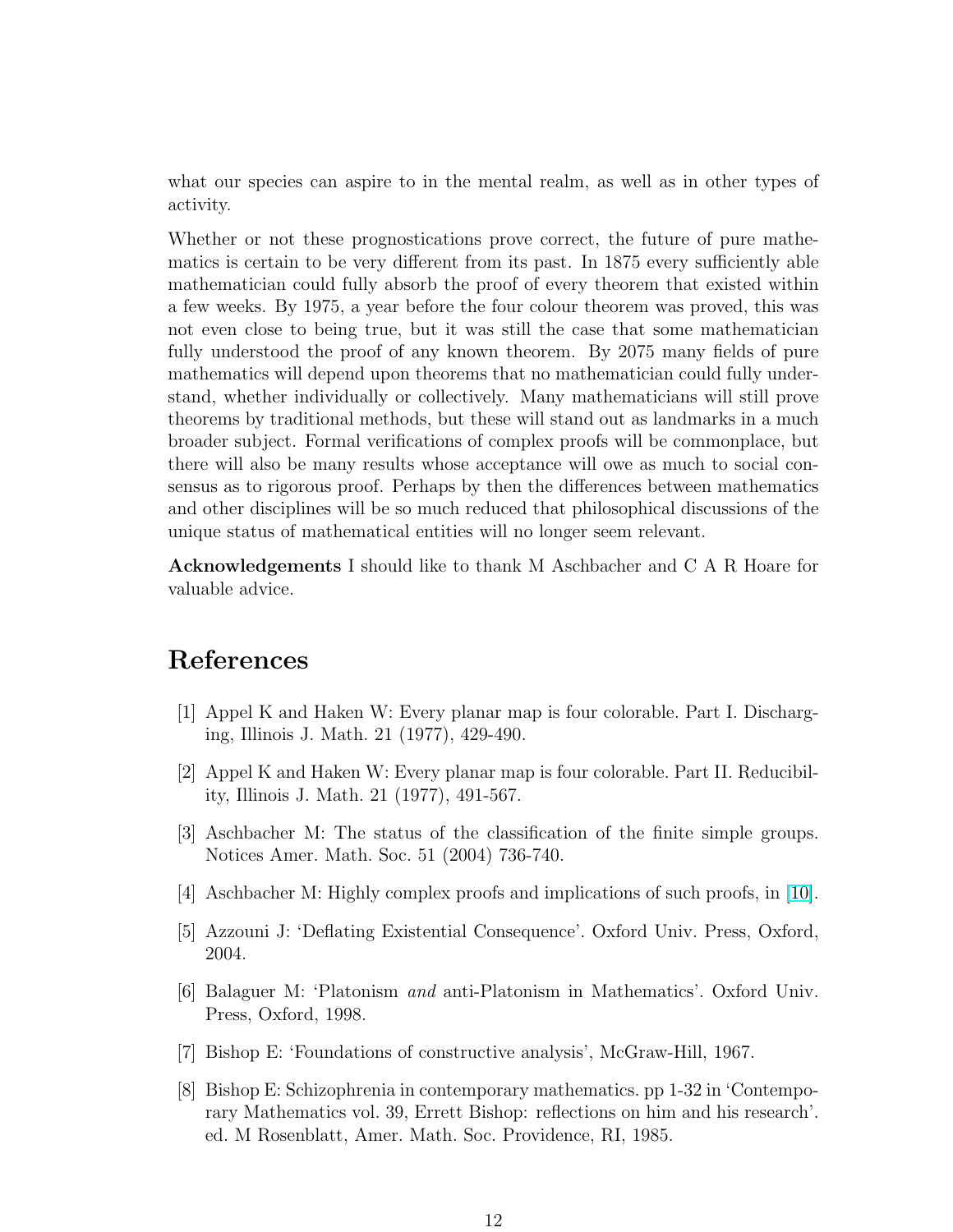what our species can aspire to in the mental realm, as well as in other types of activity.

Whether or not these prognostications prove correct, the future of pure mathematics is certain to be very different from its past. In 1875 every sufficiently able mathematician could fully absorb the proof of every theorem that existed within a few weeks. By 1975, a year before the four colour theorem was proved, this was not even close to being true, but it was still the case that some mathematician fully understood the proof of any known theorem. By 2075 many fields of pure mathematics will depend upon theorems that no mathematician could fully understand, whether individually or collectively. Many mathematicians will still prove theorems by traditional methods, but these will stand out as landmarks in a much broader subject. Formal verifications of complex proofs will be commonplace, but there will also be many results whose acceptance will owe as much to social consensus as to rigorous proof. Perhaps by then the differences between mathematics and other disciplines will be so much reduced that philosophical discussions of the unique status of mathematical entities will no longer seem relevant.

**Acknowledgements** I should like to thank M Aschbacher and C A R Hoare for valuable advice.

## References

[1] Appel K and Haken W: Every planar map is four colorable. Part I. Discharging, Illinois J. Math. 21 (1977), 429-490.

[2] Appel K and Haken W: Every planar map is four colorable. Part II. Reducibility, Illinois J. Math. 21 (1977), 491-567.

[3] Aschbacher M: The status of the classification of the finite simple groups. Notices Amer. Math. Soc. 51 (2004) 736-740.

[4] Aschbacher M: Highly complex proofs and implications of such proofs, in [10].

[5] Azzouni J: 'Deflating Existential Consequence'. Oxford Univ. Press, Oxford, 2004.

[6] Balaguer M: 'Platonism *and* anti-Platonism in Mathematics'. Oxford Univ. Press, Oxford, 1998.

[7] Bishop E: 'Foundations of constructive analysis', McGraw-Hill, 1967.

[8] Bishop E: Schizophrenia in contemporary mathematics. pp 1-32 in 'Contemporary Mathematics vol. 39, Errett Bishop: reflections on him and his research'. ed. M Rosenblatt, Amer. Math. Soc. Providence, RI, 1985.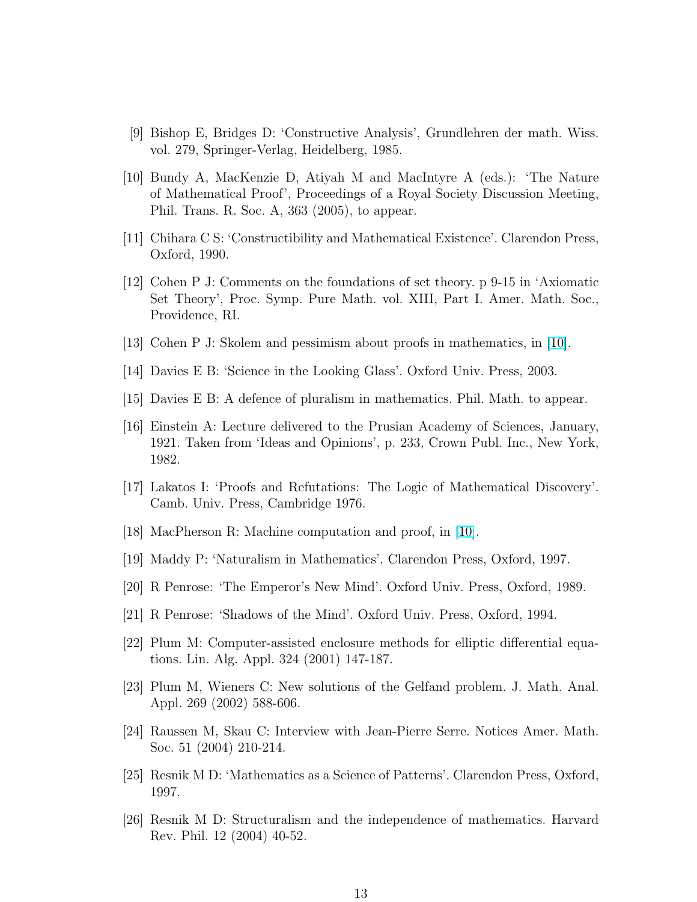[9] Bishop E, Bridges D: 'Constructive Analysis', Grundlehren der math. Wiss. vol. 279, Springer-Verlag, Heidelberg, 1985.

[10] Bundy A, MacKenzie D, Atiyah M and MacIntyre A (eds.): 'The Nature of Mathematical Proof', Proceedings of a Royal Society Discussion Meeting, Phil. Trans. R. Soc. A, 363 (2005), to appear.

[11] Chihara C S: 'Constructibility and Mathematical Existence'. Clarendon Press, Oxford, 1990.

[12] Cohen P J: Comments on the foundations of set theory. p 9-15 in 'Axiomatic Set Theory', Proc. Symp. Pure Math. vol. XIII, Part I. Amer. Math. Soc., Providence, RI.

[13] Cohen P J: Skolem and pessimism about proofs in mathematics, in [10].

[14] Davies E B: 'Science in the Looking Glass'. Oxford Univ. Press, 2003.

[15] Davies E B: A defence of pluralism in mathematics. Phil. Math. to appear.

[16] Einstein A: Lecture delivered to the Prusian Academy of Sciences, January, 1921. Taken from 'Ideas and Opinions', p. 233, Crown Publ. Inc., New York, 1982.

[17] Lakatos I: 'Proofs and Refutations: The Logic of Mathematical Discovery'. Camb. Univ. Press, Cambridge 1976.

[18] MacPherson R: Machine computation and proof, in [10].

[19] Maddy P: 'Naturalism in Mathematics'. Clarendon Press, Oxford, 1997.

[20] R Penrose: 'The Emperor's New Mind'. Oxford Univ. Press, Oxford, 1989.

[21] R Penrose: 'Shadows of the Mind'. Oxford Univ. Press, Oxford, 1994.

[22] Plum M: Computer-assisted enclosure methods for elliptic differential equations. Lin. Alg. Appl. 324 (2001) 147-187.

[23] Plum M, Wieners C: New solutions of the Gelfand problem. J. Math. Anal. Appl. 269 (2002) 588-606.

[24] Raussen M, Skau C: Interview with Jean-Pierre Serre. Notices Amer. Math. Soc. 51 (2004) 210-214.

[25] Resnik M D: 'Mathematics as a Science of Patterns'. Clarendon Press, Oxford, 1997.

[26] Resnik M D: Structuralism and the independence of mathematics. Harvard Rev. Phil. 12 (2004) 40-52.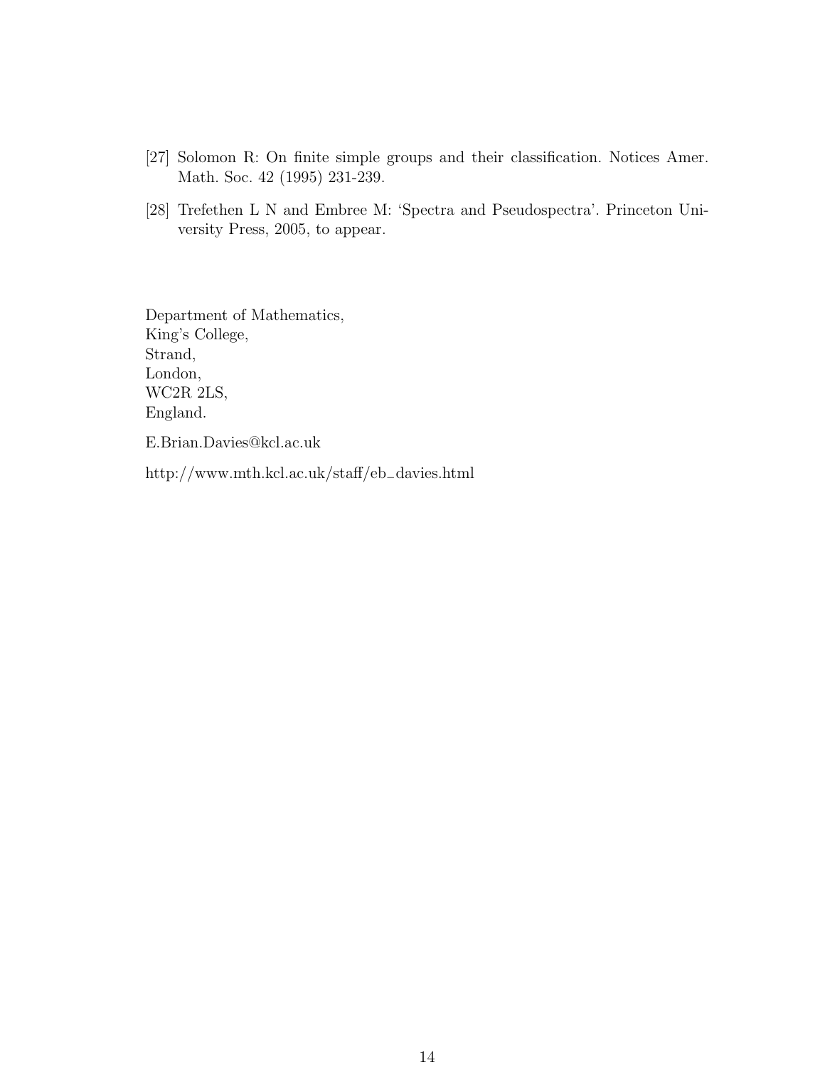[27] Solomon R: On finite simple groups and their classification. Notices Amer. Math. Soc. 42 (1995) 231-239.

[28] Trefethen L N and Embree M: 'Spectra and Pseudospectra'. Princeton University Press, 2005, to appear.

Department of Mathematics,
King's College,
Strand,
London,
WC2R 2LS,
England.

E.Brian.Davies@kcl.ac.uk

http://www.mth.kcl.ac.uk/staff/eb_davies.html